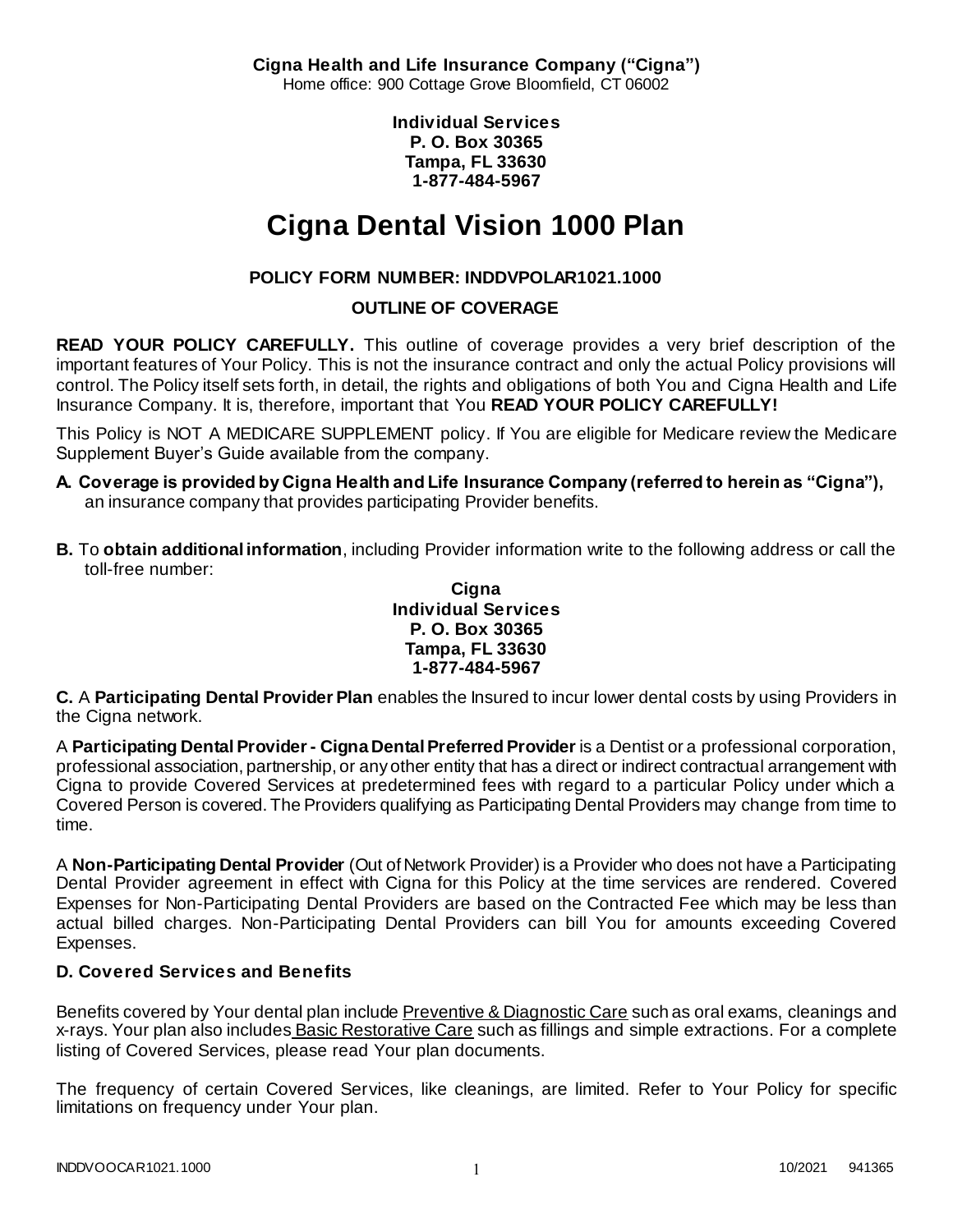**Cigna Health and Life Insurance Company ("Cigna")**
Home office: 900 Cottage Grove Bloomfield, CT 06002

**Individual Services**
**P. O. Box 30365**
**Tampa, FL 33630**
**1-877-484-5967**

# Cigna Dental Vision 1000 Plan

**POLICY FORM NUMBER: INDDVPOLAR1021.1000**

**OUTLINE OF COVERAGE**

**READ YOUR POLICY CAREFULLY.** This outline of coverage provides a very brief description of the important features of Your Policy. This is not the insurance contract and only the actual Policy provisions will control. The Policy itself sets forth, in detail, the rights and obligations of both You and Cigna Health and Life Insurance Company. It is, therefore, important that You **READ YOUR POLICY CAREFULLY!**

This Policy is NOT A MEDICARE SUPPLEMENT policy. If You are eligible for Medicare review the Medicare Supplement Buyer's Guide available from the company.

**A. Coverage is provided by Cigna Health and Life Insurance Company (referred to herein as "Cigna"),** an insurance company that provides participating Provider benefits.

**B.** To **obtain additional information**, including Provider information write to the following address or call the toll-free number:

**Cigna**
**Individual Services**
**P. O. Box 30365**
**Tampa, FL 33630**
**1-877-484-5967**

**C.** A **Participating Dental Provider Plan** enables the Insured to incur lower dental costs by using Providers in the Cigna network.

A **Participating Dental Provider - Cigna Dental Preferred Provider** is a Dentist or a professional corporation, professional association, partnership, or any other entity that has a direct or indirect contractual arrangement with Cigna to provide Covered Services at predetermined fees with regard to a particular Policy under which a Covered Person is covered. The Providers qualifying as Participating Dental Providers may change from time to time.

A **Non-Participating Dental Provider** (Out of Network Provider) is a Provider who does not have a Participating Dental Provider agreement in effect with Cigna for this Policy at the time services are rendered. Covered Expenses for Non-Participating Dental Providers are based on the Contracted Fee which may be less than actual billed charges. Non-Participating Dental Providers can bill You for amounts exceeding Covered Expenses.

### D. Covered Services and Benefits

Benefits covered by Your dental plan include Preventive & Diagnostic Care such as oral exams, cleanings and x-rays. Your plan also includes Basic Restorative Care such as fillings and simple extractions. For a complete listing of Covered Services, please read Your plan documents.

The frequency of certain Covered Services, like cleanings, are limited. Refer to Your Policy for specific limitations on frequency under Your plan.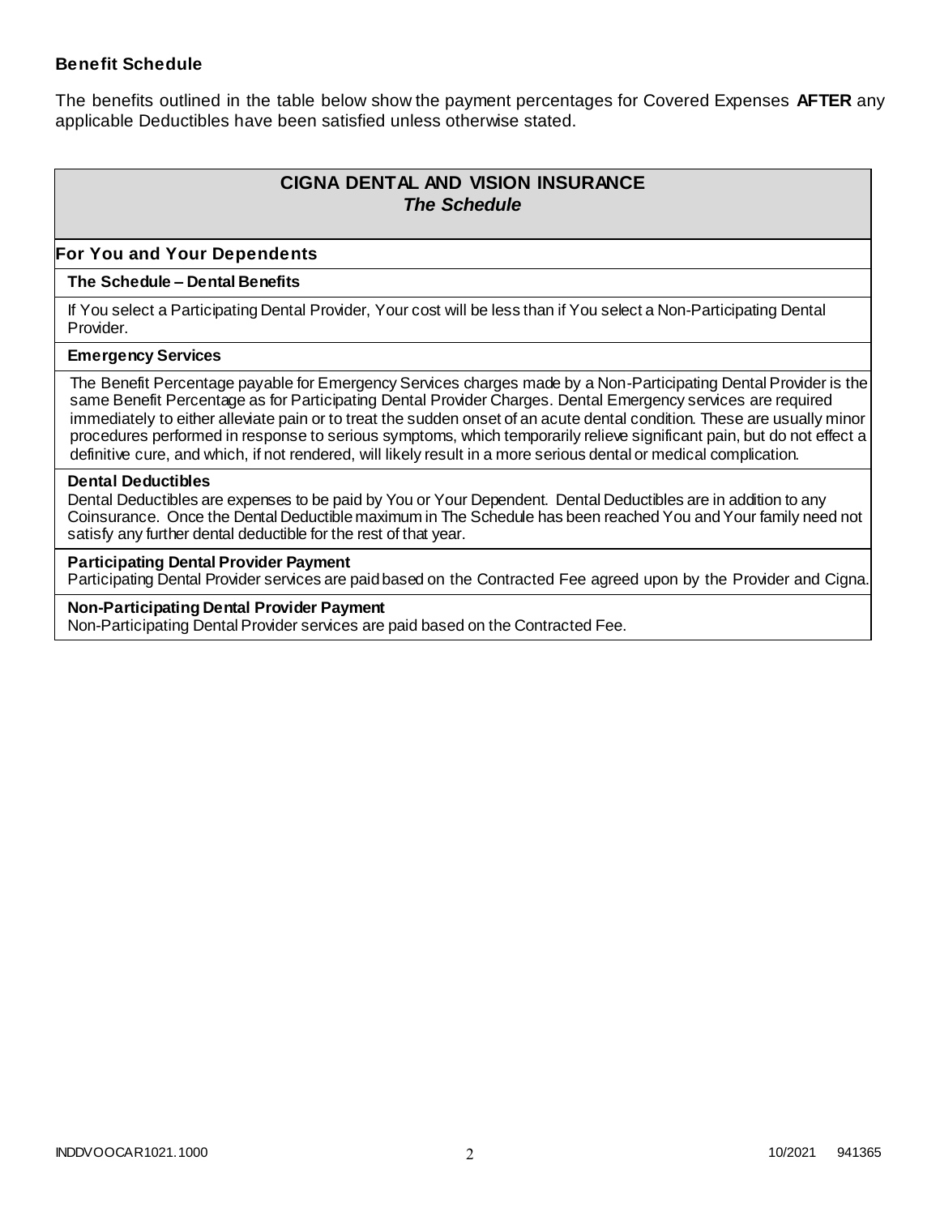**Benefit Schedule**

The benefits outlined in the table below show the payment percentages for Covered Expenses **AFTER** any applicable Deductibles have been satisfied unless otherwise stated.

## CIGNA DENTAL AND VISION INSURANCE
### *The Schedule*

**For You and Your Dependents**

**The Schedule – Dental Benefits**

If You select a Participating Dental Provider, Your cost will be less than if You select a Non-Participating Dental Provider.

**Emergency Services**

The Benefit Percentage payable for Emergency Services charges made by a Non-Participating Dental Provider is the same Benefit Percentage as for Participating Dental Provider Charges. Dental Emergency services are required immediately to either alleviate pain or to treat the sudden onset of an acute dental condition. These are usually minor procedures performed in response to serious symptoms, which temporarily relieve significant pain, but do not effect a definitive cure, and which, if not rendered, will likely result in a more serious dental or medical complication.

**Dental Deductibles**

Dental Deductibles are expenses to be paid by You or Your Dependent. Dental Deductibles are in addition to any Coinsurance. Once the Dental Deductible maximum in The Schedule has been reached You and Your family need not satisfy any further dental deductible for the rest of that year.

**Participating Dental Provider Payment**

Participating Dental Provider services are paid based on the Contracted Fee agreed upon by the Provider and Cigna.

**Non-Participating Dental Provider Payment**

Non-Participating Dental Provider services are paid based on the Contracted Fee.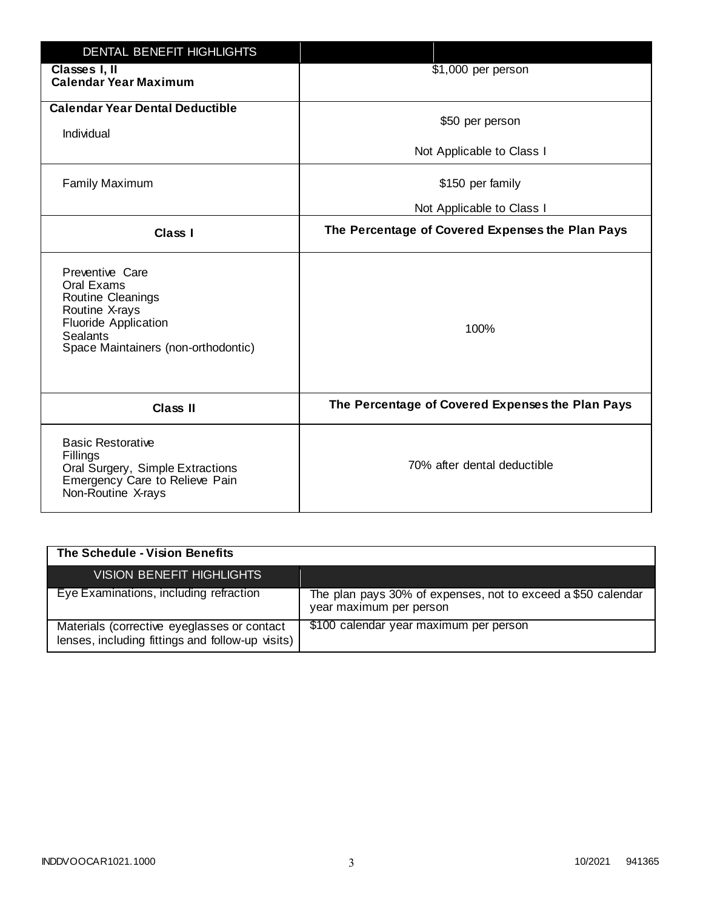| DENTAL BENEFIT HIGHLIGHTS | |
|---|---|
| **Classes I, II Calendar Year Maximum** | $1,000 per person |
| **Calendar Year Dental Deductible**<br>Individual | $50 per person<br><br>Not Applicable to Class I |
| Family Maximum | $150 per family<br><br>Not Applicable to Class I |
| **Class I** | **The Percentage of Covered Expenses the Plan Pays** |
| Preventive Care<br>Oral Exams<br>Routine Cleanings<br>Routine X-rays<br>Fluoride Application<br>Sealants<br>Space Maintainers (non-orthodontic) | 100% |
| **Class II** | **The Percentage of Covered Expenses the Plan Pays** |
| Basic Restorative<br>Fillings<br>Oral Surgery, Simple Extractions<br>Emergency Care to Relieve Pain<br>Non-Routine X-rays | 70% after dental deductible |

**The Schedule - Vision Benefits**

| VISION BENEFIT HIGHLIGHTS | |
|---|---|
| Eye Examinations, including refraction | The plan pays 30% of expenses, not to exceed a $50 calendar year maximum per person |
| Materials (corrective eyeglasses or contact lenses, including fittings and follow-up visits) | $100 calendar year maximum per person |

INDDVOOCAR1021.1000 10/2021 941365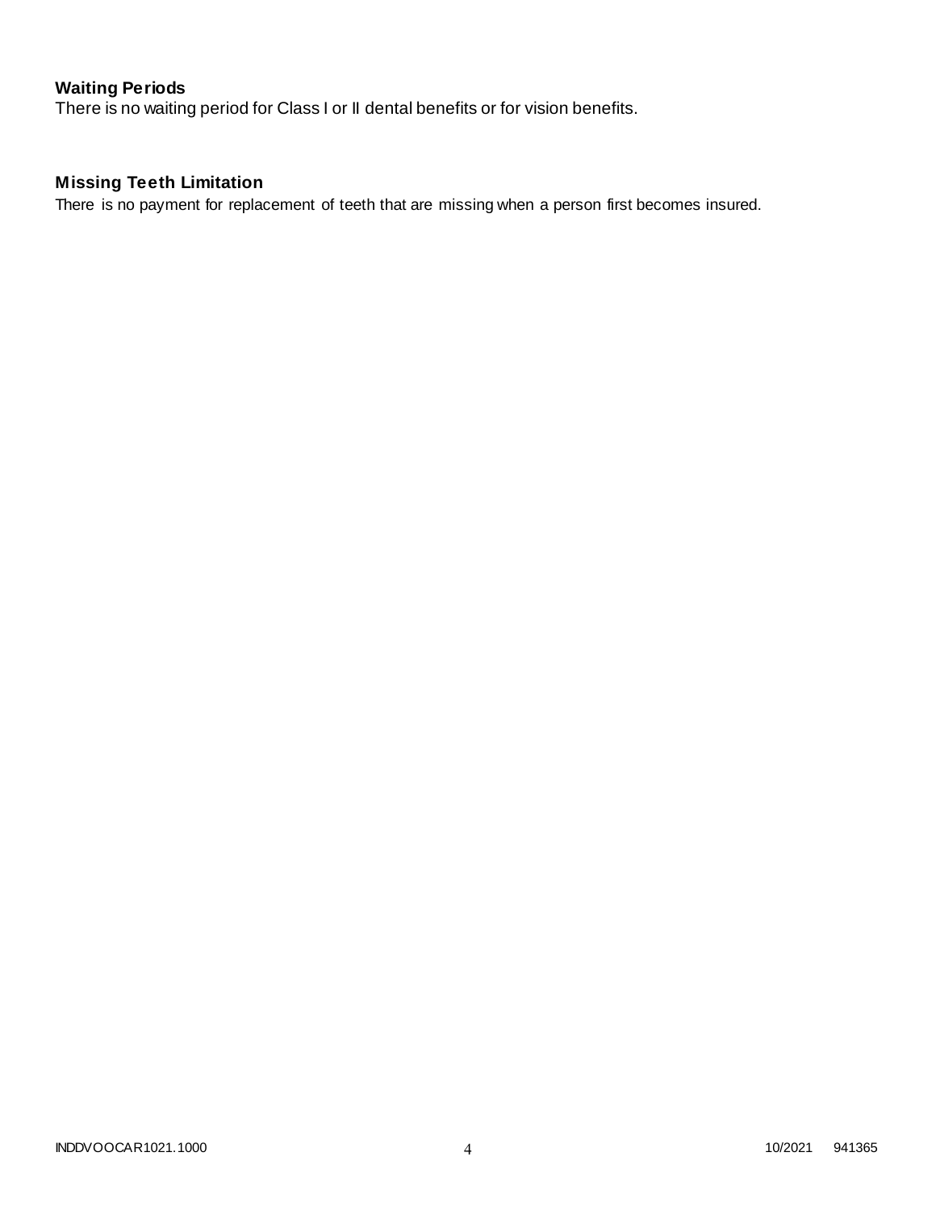### Waiting Periods

There is no waiting period for Class I or II dental benefits or for vision benefits.

### Missing Teeth Limitation

There is no payment for replacement of teeth that are missing when a person first becomes insured.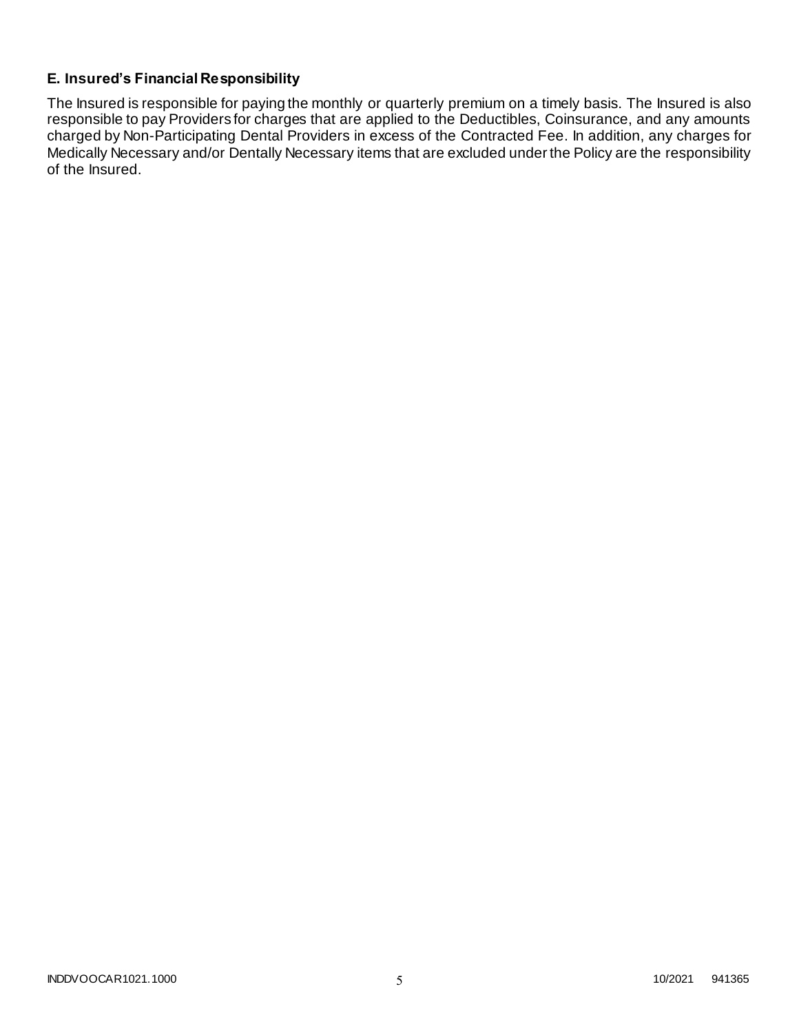### E. Insured's Financial Responsibility

The Insured is responsible for paying the monthly or quarterly premium on a timely basis. The Insured is also responsible to pay Providers for charges that are applied to the Deductibles, Coinsurance, and any amounts charged by Non-Participating Dental Providers in excess of the Contracted Fee. In addition, any charges for Medically Necessary and/or Dentally Necessary items that are excluded under the Policy are the responsibility of the Insured.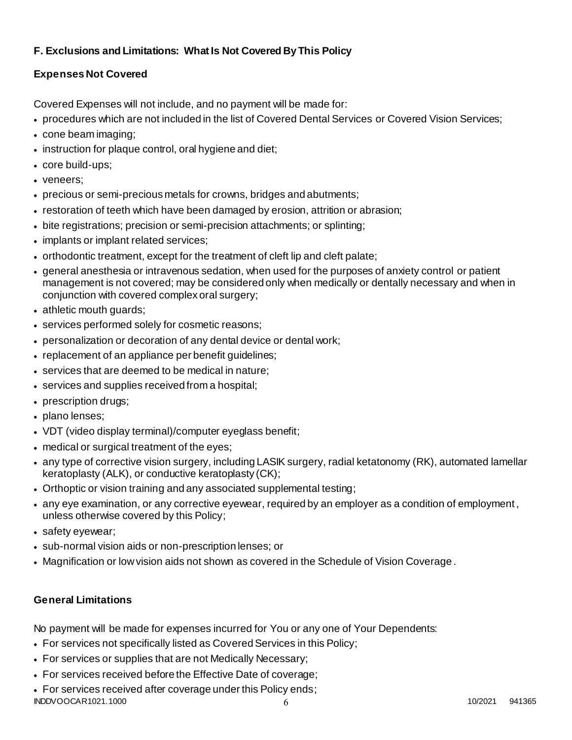### F. Exclusions and Limitations: What Is Not Covered By This Policy

**Expenses Not Covered**

Covered Expenses will not include, and no payment will be made for:

- procedures which are not included in the list of Covered Dental Services or Covered Vision Services;
- cone beam imaging;
- instruction for plaque control, oral hygiene and diet;
- core build-ups;
- veneers;
- precious or semi-precious metals for crowns, bridges and abutments;
- restoration of teeth which have been damaged by erosion, attrition or abrasion;
- bite registrations; precision or semi-precision attachments; or splinting;
- implants or implant related services;
- orthodontic treatment, except for the treatment of cleft lip and cleft palate;
- general anesthesia or intravenous sedation, when used for the purposes of anxiety control or patient management is not covered; may be considered only when medically or dentally necessary and when in conjunction with covered complex oral surgery;
- athletic mouth guards;
- services performed solely for cosmetic reasons;
- personalization or decoration of any dental device or dental work;
- replacement of an appliance per benefit guidelines;
- services that are deemed to be medical in nature;
- services and supplies received from a hospital;
- prescription drugs;
- plano lenses;
- VDT (video display terminal)/computer eyeglass benefit;
- medical or surgical treatment of the eyes;
- any type of corrective vision surgery, including LASIK surgery, radial ketatonomy (RK), automated lamellar keratoplasty (ALK), or conductive keratoplasty (CK);
- Orthoptic or vision training and any associated supplemental testing;
- any eye examination, or any corrective eyewear, required by an employer as a condition of employment, unless otherwise covered by this Policy;
- safety eyewear;
- sub-normal vision aids or non-prescription lenses; or
- Magnification or low vision aids not shown as covered in the Schedule of Vision Coverage.

**General Limitations**

No payment will be made for expenses incurred for You or any one of Your Dependents:

- For services not specifically listed as Covered Services in this Policy;
- For services or supplies that are not Medically Necessary;
- For services received before the Effective Date of coverage;
- For services received after coverage under this Policy ends;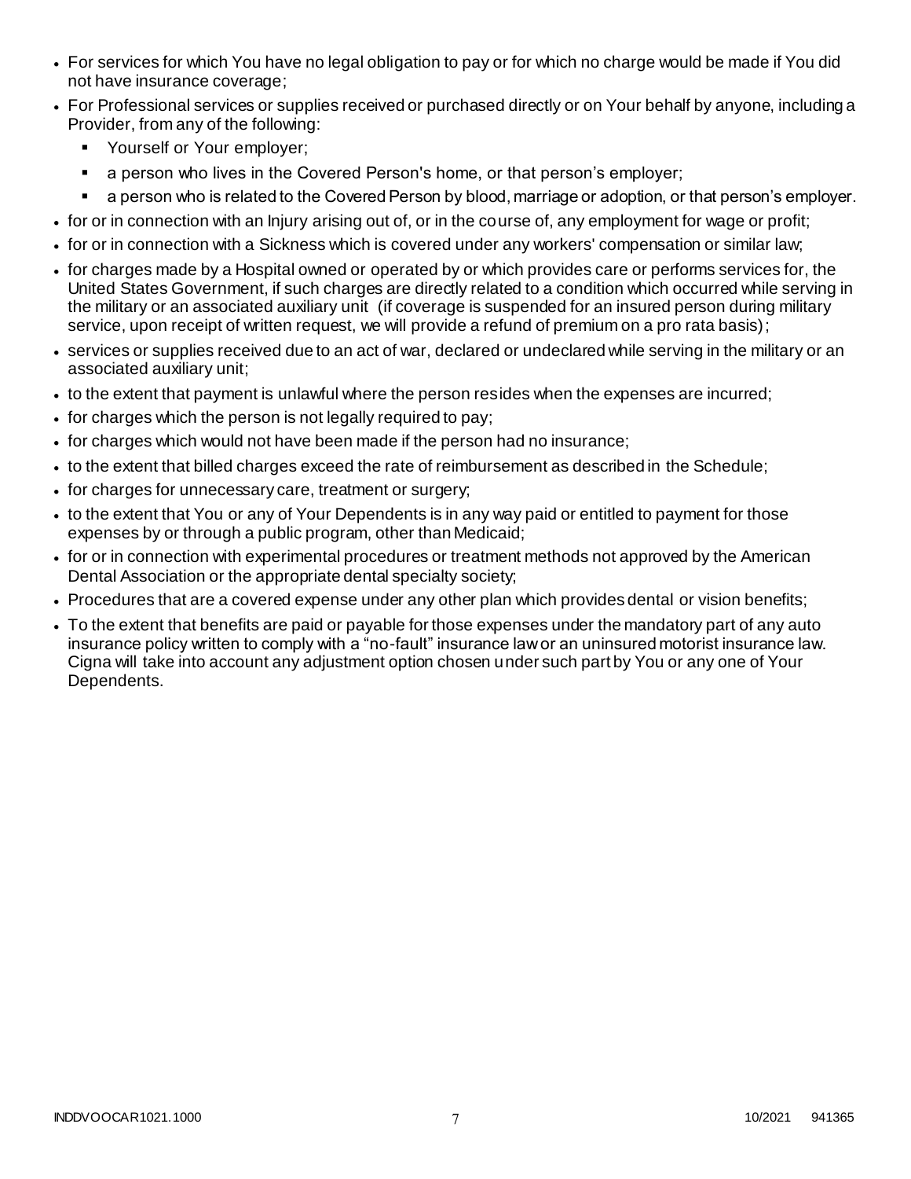- For services for which You have no legal obligation to pay or for which no charge would be made if You did not have insurance coverage;
- For Professional services or supplies received or purchased directly or on Your behalf by anyone, including a Provider, from any of the following:
  - Yourself or Your employer;
  - a person who lives in the Covered Person's home, or that person's employer;
  - a person who is related to the Covered Person by blood, marriage or adoption, or that person's employer.
- for or in connection with an Injury arising out of, or in the course of, any employment for wage or profit;
- for or in connection with a Sickness which is covered under any workers' compensation or similar law;
- for charges made by a Hospital owned or operated by or which provides care or performs services for, the United States Government, if such charges are directly related to a condition which occurred while serving in the military or an associated auxiliary unit (if coverage is suspended for an insured person during military service, upon receipt of written request, we will provide a refund of premium on a pro rata basis);
- services or supplies received due to an act of war, declared or undeclared while serving in the military or an associated auxiliary unit;
- to the extent that payment is unlawful where the person resides when the expenses are incurred;
- for charges which the person is not legally required to pay;
- for charges which would not have been made if the person had no insurance;
- to the extent that billed charges exceed the rate of reimbursement as described in the Schedule;
- for charges for unnecessary care, treatment or surgery;
- to the extent that You or any of Your Dependents is in any way paid or entitled to payment for those expenses by or through a public program, other than Medicaid;
- for or in connection with experimental procedures or treatment methods not approved by the American Dental Association or the appropriate dental specialty society;
- Procedures that are a covered expense under any other plan which provides dental or vision benefits;
- To the extent that benefits are paid or payable for those expenses under the mandatory part of any auto insurance policy written to comply with a "no-fault" insurance law or an uninsured motorist insurance law. Cigna will take into account any adjustment option chosen under such part by You or any one of Your Dependents.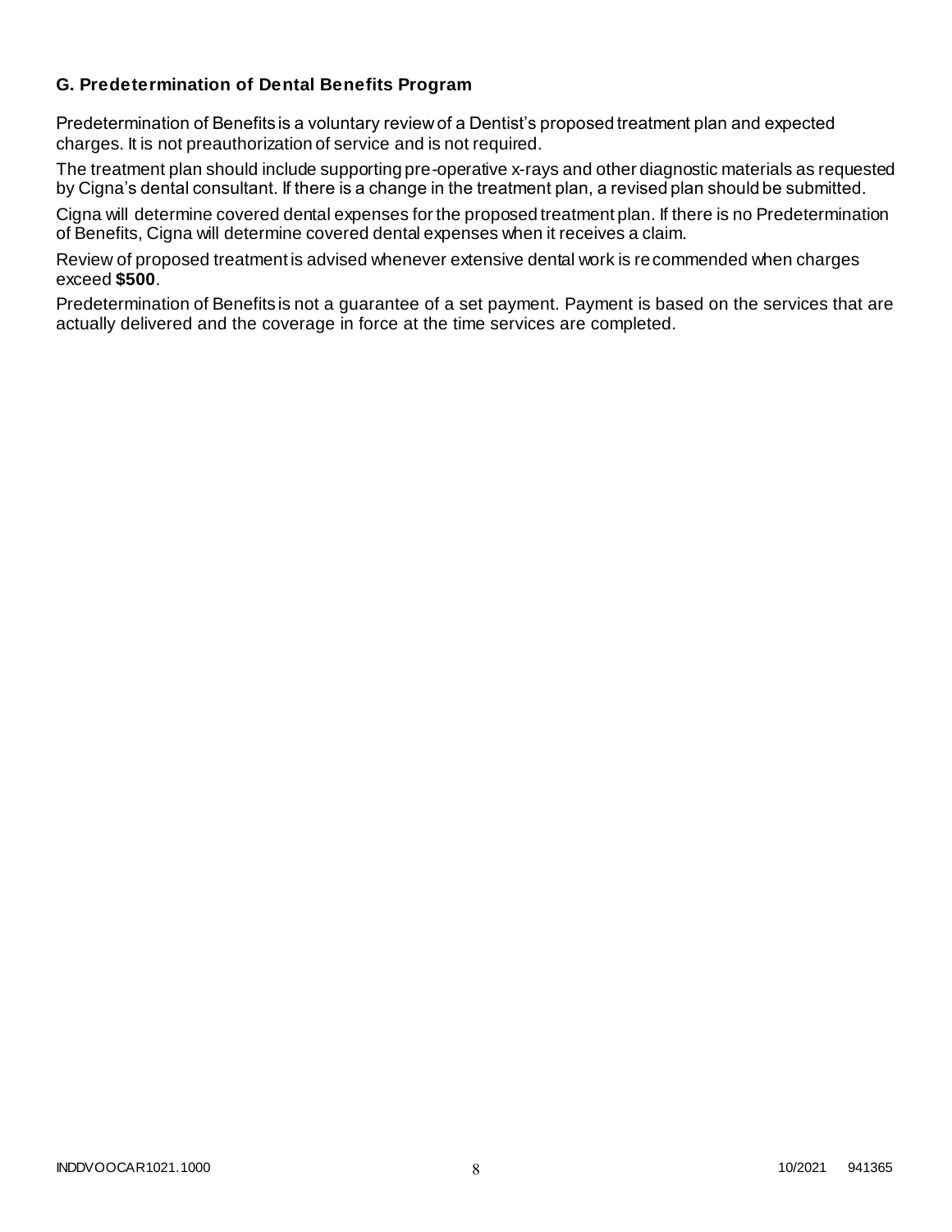### G. Predetermination of Dental Benefits Program

Predetermination of Benefits is a voluntary review of a Dentist's proposed treatment plan and expected charges. It is not preauthorization of service and is not required.

The treatment plan should include supporting pre-operative x-rays and other diagnostic materials as requested by Cigna's dental consultant. If there is a change in the treatment plan, a revised plan should be submitted.

Cigna will determine covered dental expenses for the proposed treatment plan. If there is no Predetermination of Benefits, Cigna will determine covered dental expenses when it receives a claim.

Review of proposed treatment is advised whenever extensive dental work is recommended when charges exceed **$500**.

Predetermination of Benefits is not a guarantee of a set payment. Payment is based on the services that are actually delivered and the coverage in force at the time services are completed.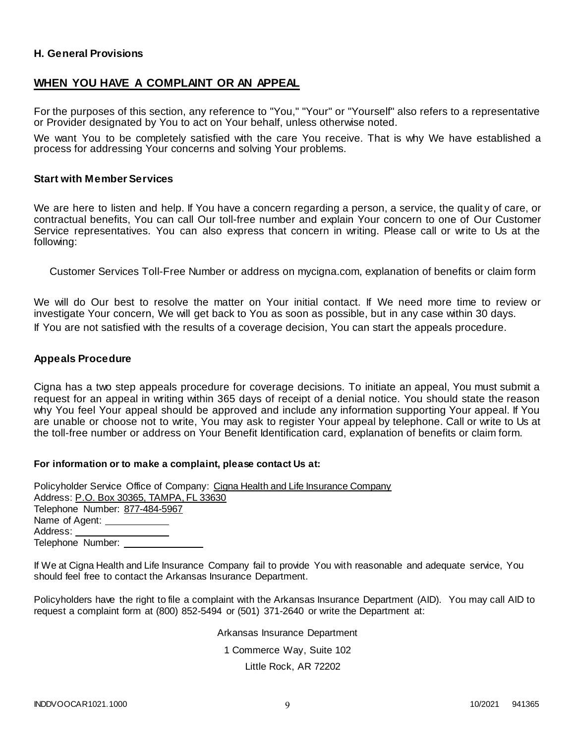### H. General Provisions

## WHEN YOU HAVE A COMPLAINT OR AN APPEAL

For the purposes of this section, any reference to "You," "Your" or "Yourself" also refers to a representative or Provider designated by You to act on Your behalf, unless otherwise noted.

We want You to be completely satisfied with the care You receive. That is why We have established a process for addressing Your concerns and solving Your problems.

### Start with Member Services

We are here to listen and help. If You have a concern regarding a person, a service, the quality of care, or contractual benefits, You can call Our toll-free number and explain Your concern to one of Our Customer Service representatives. You can also express that concern in writing. Please call or write to Us at the following:

Customer Services Toll-Free Number or address on mycigna.com, explanation of benefits or claim form

We will do Our best to resolve the matter on Your initial contact. If We need more time to review or investigate Your concern, We will get back to You as soon as possible, but in any case within 30 days.

If You are not satisfied with the results of a coverage decision, You can start the appeals procedure.

### Appeals Procedure

Cigna has a two step appeals procedure for coverage decisions. To initiate an appeal, You must submit a request for an appeal in writing within 365 days of receipt of a denial notice. You should state the reason why You feel Your appeal should be approved and include any information supporting Your appeal. If You are unable or choose not to write, You may ask to register Your appeal by telephone. Call or write to Us at the toll-free number or address on Your Benefit Identification card, explanation of benefits or claim form.

**For information or to make a complaint, please contact Us at:**

Policyholder Service Office of Company: Cigna Health and Life Insurance Company
Address: P.O. Box 30365, TAMPA, FL 33630
Telephone Number: 877-484-5967
Name of Agent: ____________
Address: __________________
Telephone Number: ______________

If We at Cigna Health and Life Insurance Company fail to provide You with reasonable and adequate service, You should feel free to contact the Arkansas Insurance Department.

Policyholders have the right to file a complaint with the Arkansas Insurance Department (AID). You may call AID to request a complaint form at (800) 852-5494 or (501) 371-2640 or write the Department at:

Arkansas Insurance Department
1 Commerce Way, Suite 102
Little Rock, AR 72202

INDDVOOCAR1021.1000 10/2021 941365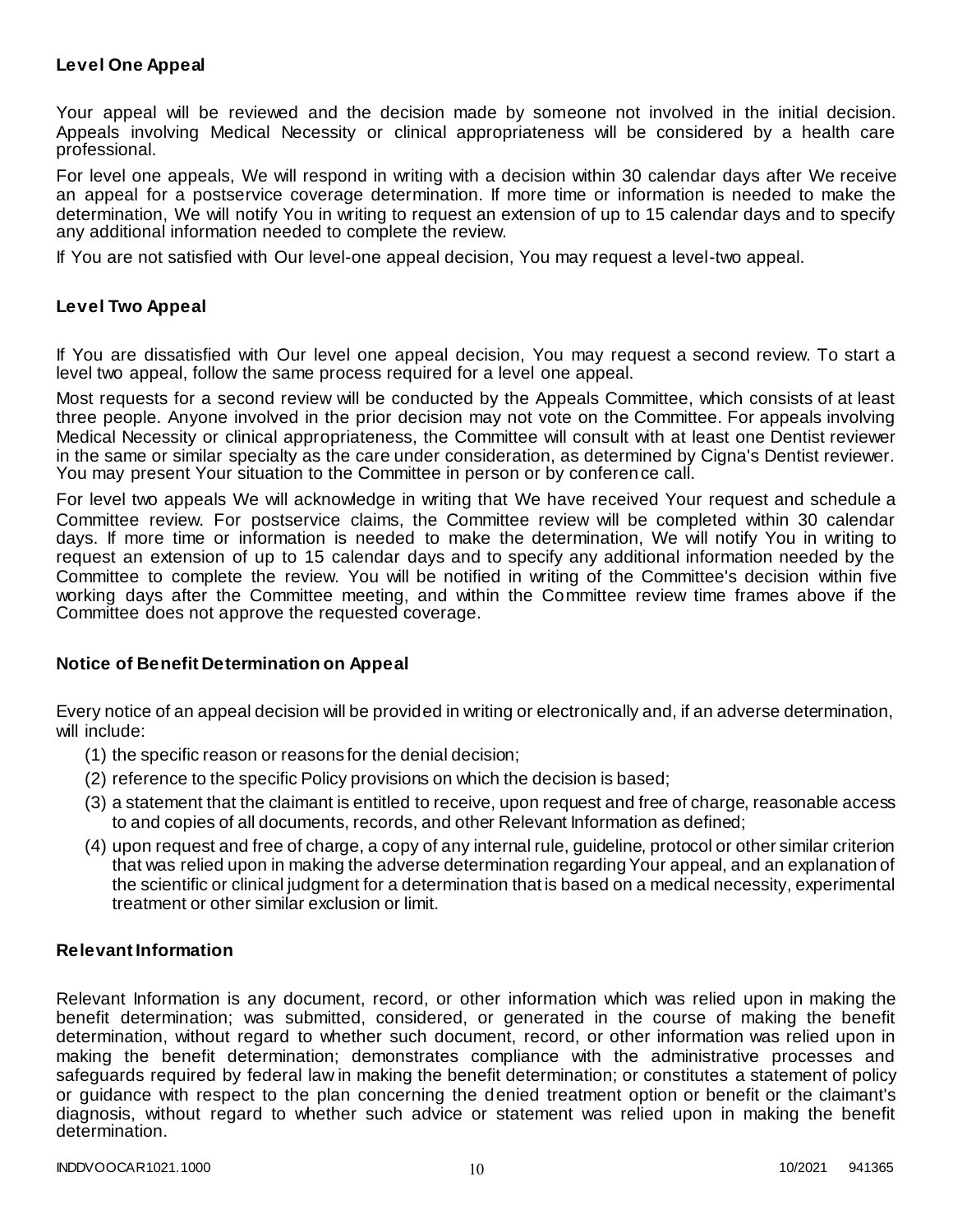### Level One Appeal

Your appeal will be reviewed and the decision made by someone not involved in the initial decision. Appeals involving Medical Necessity or clinical appropriateness will be considered by a health care professional.

For level one appeals, We will respond in writing with a decision within 30 calendar days after We receive an appeal for a postservice coverage determination. If more time or information is needed to make the determination, We will notify You in writing to request an extension of up to 15 calendar days and to specify any additional information needed to complete the review.

If You are not satisfied with Our level-one appeal decision, You may request a level-two appeal.

### Level Two Appeal

If You are dissatisfied with Our level one appeal decision, You may request a second review. To start a level two appeal, follow the same process required for a level one appeal.

Most requests for a second review will be conducted by the Appeals Committee, which consists of at least three people. Anyone involved in the prior decision may not vote on the Committee. For appeals involving Medical Necessity or clinical appropriateness, the Committee will consult with at least one Dentist reviewer in the same or similar specialty as the care under consideration, as determined by Cigna's Dentist reviewer. You may present Your situation to the Committee in person or by conference call.

For level two appeals We will acknowledge in writing that We have received Your request and schedule a Committee review. For postservice claims, the Committee review will be completed within 30 calendar days. If more time or information is needed to make the determination, We will notify You in writing to request an extension of up to 15 calendar days and to specify any additional information needed by the Committee to complete the review. You will be notified in writing of the Committee's decision within five working days after the Committee meeting, and within the Committee review time frames above if the Committee does not approve the requested coverage.

### Notice of Benefit Determination on Appeal

Every notice of an appeal decision will be provided in writing or electronically and, if an adverse determination, will include:

(1) the specific reason or reasons for the denial decision;

(2) reference to the specific Policy provisions on which the decision is based;

(3) a statement that the claimant is entitled to receive, upon request and free of charge, reasonable access to and copies of all documents, records, and other Relevant Information as defined;

(4) upon request and free of charge, a copy of any internal rule, guideline, protocol or other similar criterion that was relied upon in making the adverse determination regarding Your appeal, and an explanation of the scientific or clinical judgment for a determination that is based on a medical necessity, experimental treatment or other similar exclusion or limit.

### Relevant Information

Relevant Information is any document, record, or other information which was relied upon in making the benefit determination; was submitted, considered, or generated in the course of making the benefit determination, without regard to whether such document, record, or other information was relied upon in making the benefit determination; demonstrates compliance with the administrative processes and safeguards required by federal law in making the benefit determination; or constitutes a statement of policy or guidance with respect to the plan concerning the denied treatment option or benefit or the claimant's diagnosis, without regard to whether such advice or statement was relied upon in making the benefit determination.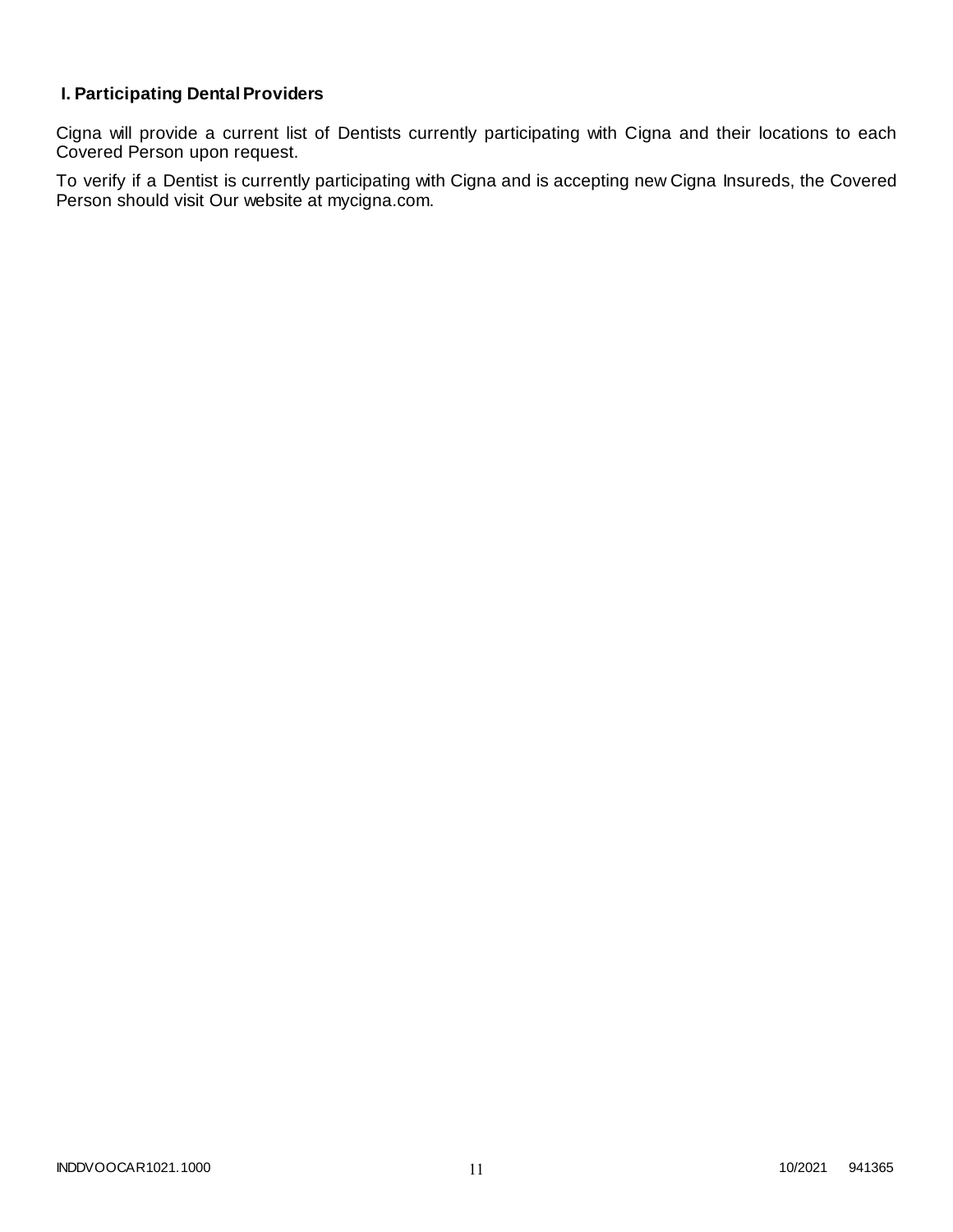## I. Participating Dental Providers

Cigna will provide a current list of Dentists currently participating with Cigna and their locations to each Covered Person upon request.

To verify if a Dentist is currently participating with Cigna and is accepting new Cigna Insureds, the Covered Person should visit Our website at mycigna.com.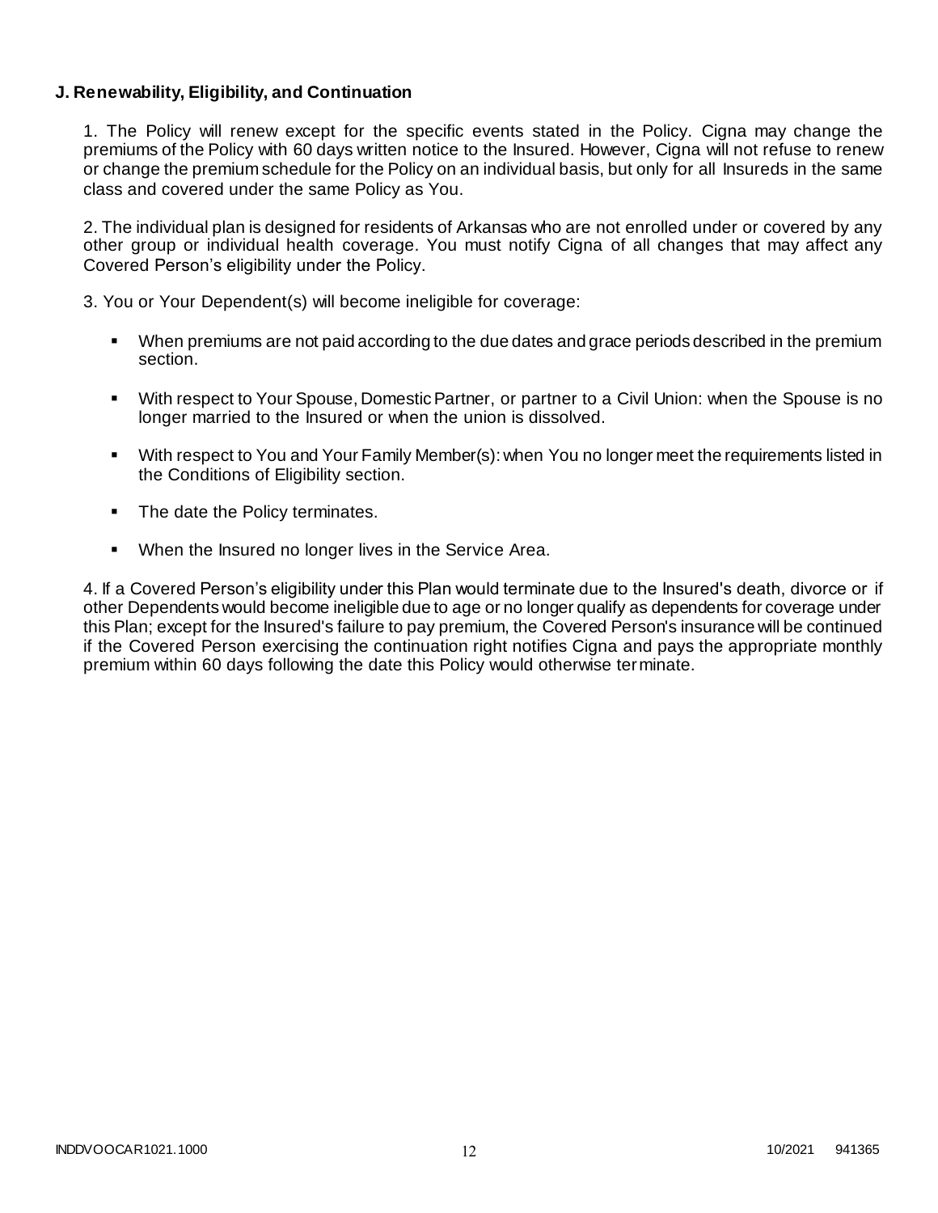**J. Renewability, Eligibility, and Continuation**

1. The Policy will renew except for the specific events stated in the Policy. Cigna may change the premiums of the Policy with 60 days written notice to the Insured. However, Cigna will not refuse to renew or change the premium schedule for the Policy on an individual basis, but only for all Insureds in the same class and covered under the same Policy as You.

2. The individual plan is designed for residents of Arkansas who are not enrolled under or covered by any other group or individual health coverage. You must notify Cigna of all changes that may affect any Covered Person's eligibility under the Policy.

3. You or Your Dependent(s) will become ineligible for coverage:

- When premiums are not paid according to the due dates and grace periods described in the premium section.
- With respect to Your Spouse, Domestic Partner, or partner to a Civil Union: when the Spouse is no longer married to the Insured or when the union is dissolved.
- With respect to You and Your Family Member(s): when You no longer meet the requirements listed in the Conditions of Eligibility section.
- The date the Policy terminates.
- When the Insured no longer lives in the Service Area.

4. If a Covered Person's eligibility under this Plan would terminate due to the Insured's death, divorce or if other Dependents would become ineligible due to age or no longer qualify as dependents for coverage under this Plan; except for the Insured's failure to pay premium, the Covered Person's insurance will be continued if the Covered Person exercising the continuation right notifies Cigna and pays the appropriate monthly premium within 60 days following the date this Policy would otherwise terminate.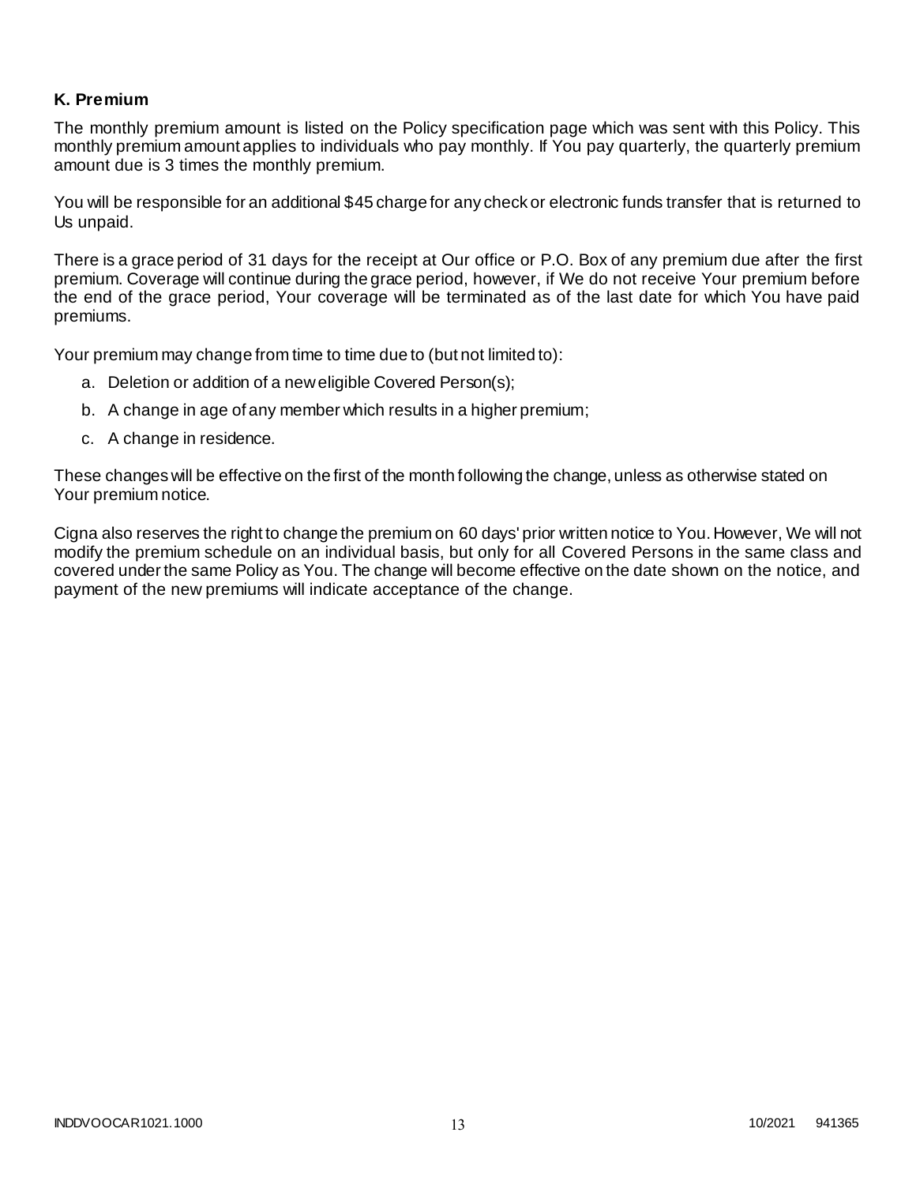### K. Premium

The monthly premium amount is listed on the Policy specification page which was sent with this Policy. This monthly premium amount applies to individuals who pay monthly. If You pay quarterly, the quarterly premium amount due is 3 times the monthly premium.

You will be responsible for an additional $45 charge for any check or electronic funds transfer that is returned to Us unpaid.

There is a grace period of 31 days for the receipt at Our office or P.O. Box of any premium due after the first premium. Coverage will continue during the grace period, however, if We do not receive Your premium before the end of the grace period, Your coverage will be terminated as of the last date for which You have paid premiums.

Your premium may change from time to time due to (but not limited to):

a. Deletion or addition of a new eligible Covered Person(s);
b. A change in age of any member which results in a higher premium;
c. A change in residence.

These changes will be effective on the first of the month following the change, unless as otherwise stated on Your premium notice.

Cigna also reserves the right to change the premium on 60 days' prior written notice to You. However, We will not modify the premium schedule on an individual basis, but only for all Covered Persons in the same class and covered under the same Policy as You. The change will become effective on the date shown on the notice, and payment of the new premiums will indicate acceptance of the change.